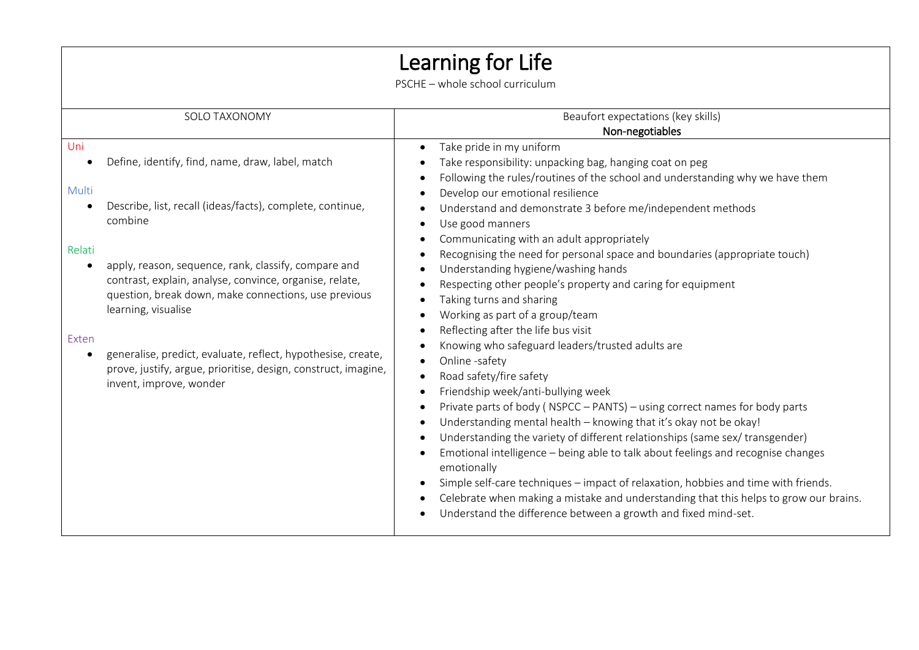# Learning for Life

PSCHE – whole school curriculum

| SOLO TAXONOMY | Beaufort expectations (key skills)<br>**Non-negotiables** |
|---|---|
| Uni<br>• Define, identify, find, name, draw, label, match<br><br>Multi<br>• Describe, list, recall (ideas/facts), complete, continue, combine<br><br>Relati<br>• apply, reason, sequence, rank, classify, compare and contrast, explain, analyse, convince, organise, relate, question, break down, make connections, use previous learning, visualise<br><br>Exten<br>• generalise, predict, evaluate, reflect, hypothesise, create, prove, justify, argue, prioritise, design, construct, imagine, invent, improve, wonder | • Take pride in my uniform<br>• Take responsibility: unpacking bag, hanging coat on peg<br>• Following the rules/routines of the school and understanding why we have them<br>• Develop our emotional resilience<br>• Understand and demonstrate 3 before me/independent methods<br>• Use good manners<br>• Communicating with an adult appropriately<br>• Recognising the need for personal space and boundaries (appropriate touch)<br>• Understanding hygiene/washing hands<br>• Respecting other people's property and caring for equipment<br>• Taking turns and sharing<br>• Working as part of a group/team<br>• Reflecting after the life bus visit<br>• Knowing who safeguard leaders/trusted adults are<br>• Online -safety<br>• Road safety/fire safety<br>• Friendship week/anti-bullying week<br>• Private parts of body ( NSPCC – PANTS) – using correct names for body parts<br>• Understanding mental health – knowing that it's okay not be okay!<br>• Understanding the variety of different relationships (same sex/ transgender)<br>• Emotional intelligence – being able to talk about feelings and recognise changes emotionally<br>• Simple self-care techniques – impact of relaxation, hobbies and time with friends.<br>• Celebrate when making a mistake and understanding that this helps to grow our brains.<br>• Understand the difference between a growth and fixed mind-set. |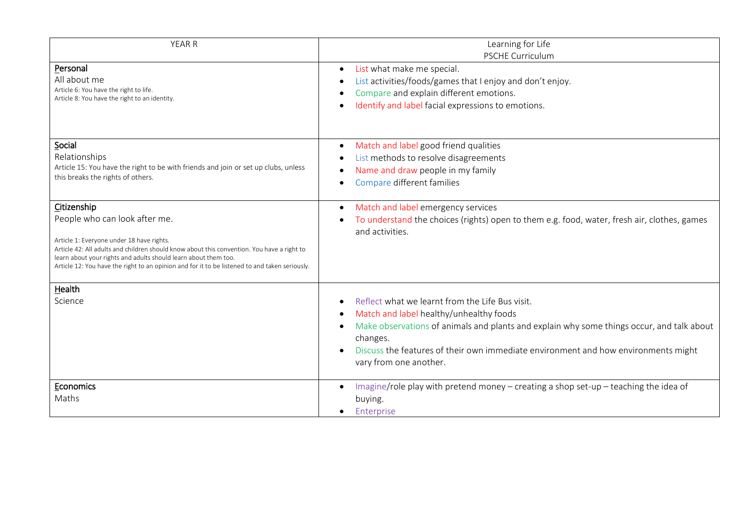| YEAR R | Learning for Life<br>PSCHE Curriculum |
|---|---|
| <u>P</u>ersonal<br>All about me<br>Article 6: You have the right to life.<br>Article 8: You have the right to an identity. | • List what make me special.<br>• List activities/foods/games that I enjoy and don't enjoy.<br>• Compare and explain different emotions.<br>• Identify and label facial expressions to emotions. |
| <u>S</u>ocial<br>Relationships<br>Article 15: You have the right to be with friends and join or set up clubs, unless this breaks the rights of others. | • Match and label good friend qualities<br>• List methods to resolve disagreements<br>• Name and draw people in my family<br>• Compare different families |
| <u>C</u>itizenship<br>People who can look after me.<br><br>Article 1: Everyone under 18 have rights.<br>Article 42: All adults and children should know about this convention. You have a right to learn about your rights and adults should learn about them too.<br>Article 12: You have the right to an opinion and for it to be listened to and taken seriously. | • Match and label emergency services<br>• To understand the choices (rights) open to them e.g. food, water, fresh air, clothes, games and activities. |
| <u>H</u>ealth<br>Science | • Reflect what we learnt from the Life Bus visit.<br>• Match and label healthy/unhealthy foods<br>• Make observations of animals and plants and explain why some things occur, and talk about changes.<br>• Discuss the features of their own immediate environment and how environments might vary from one another. |
| <u>E</u>conomics<br>Maths | • Imagine/role play with pretend money – creating a shop set-up – teaching the idea of buying.<br>• Enterprise |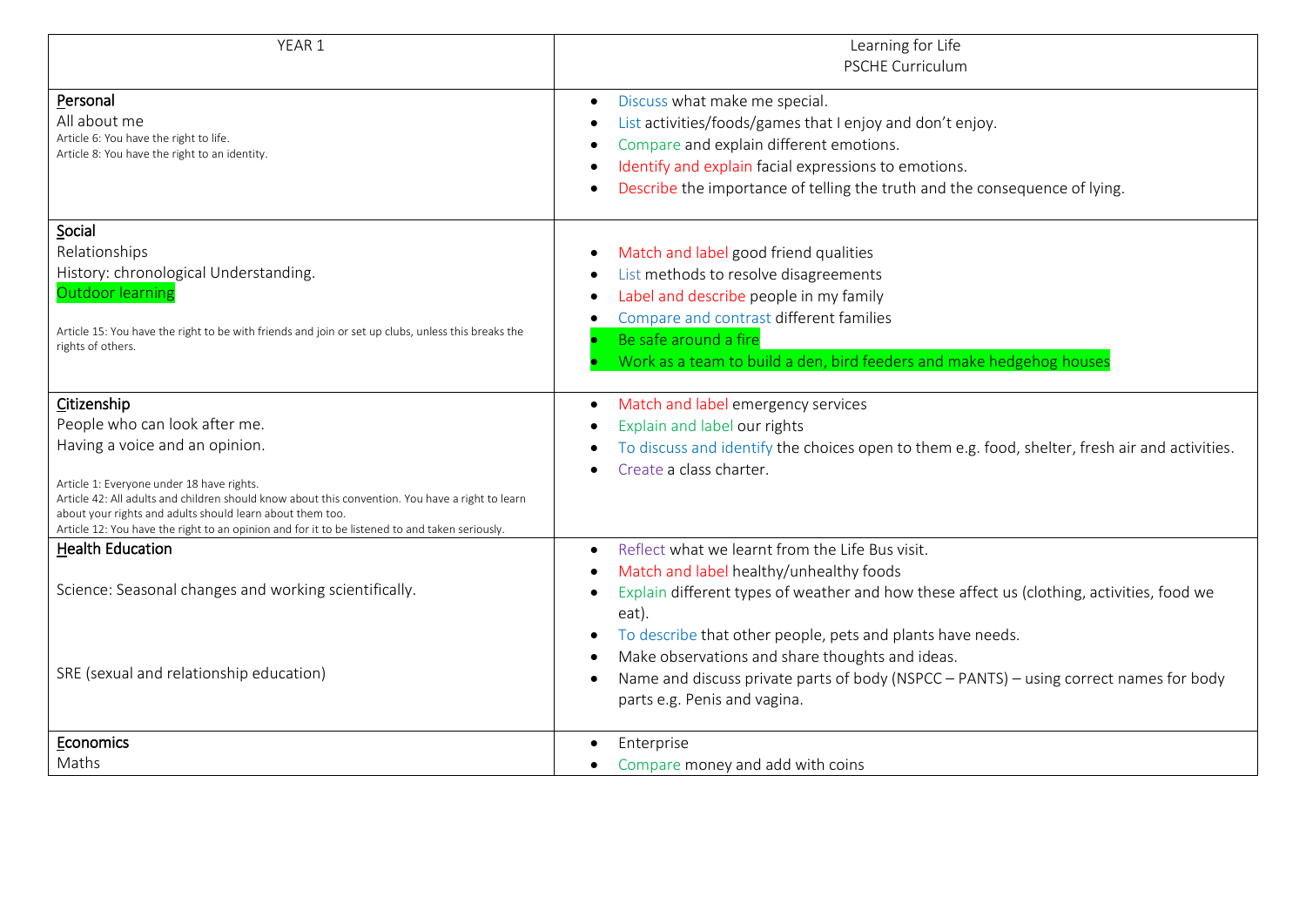| YEAR 1 | Learning for Life<br>PSCHE Curriculum |
|---|---|
| **Personal**<br>All about me<br>Article 6: You have the right to life.<br>Article 8: You have the right to an identity. | • Discuss what make me special.<br>• List activities/foods/games that I enjoy and don't enjoy.<br>• Compare and explain different emotions.<br>• Identify and explain facial expressions to emotions.<br>• Describe the importance of telling the truth and the consequence of lying. |
| **Social**<br>Relationships<br>History: chronological Understanding.<br>Outdoor learning<br><br>Article 15: You have the right to be with friends and join or set up clubs, unless this breaks the rights of others. | • Match and label good friend qualities<br>• List methods to resolve disagreements<br>• Label and describe people in my family<br>• Compare and contrast different families<br>• Be safe around a fire<br>• Work as a team to build a den, bird feeders and make hedgehog houses |
| **Citizenship**<br>People who can look after me.<br>Having a voice and an opinion.<br><br>Article 1: Everyone under 18 have rights.<br>Article 42: All adults and children should know about this convention. You have a right to learn about your rights and adults should learn about them too.<br>Article 12: You have the right to an opinion and for it to be listened to and taken seriously. | • Match and label emergency services<br>• Explain and label our rights<br>• To discuss and identify the choices open to them e.g. food, shelter, fresh air and activities.<br>• Create a class charter. |
| **Health Education**<br><br>Science: Seasonal changes and working scientifically.<br><br>SRE (sexual and relationship education) | • Reflect what we learnt from the Life Bus visit.<br>• Match and label healthy/unhealthy foods<br>• Explain different types of weather and how these affect us (clothing, activities, food we eat).<br>• To describe that other people, pets and plants have needs.<br>• Make observations and share thoughts and ideas.<br>• Name and discuss private parts of body (NSPCC – PANTS) – using correct names for body parts e.g. Penis and vagina. |
| **Economics**<br>Maths | • Enterprise<br>• Compare money and add with coins |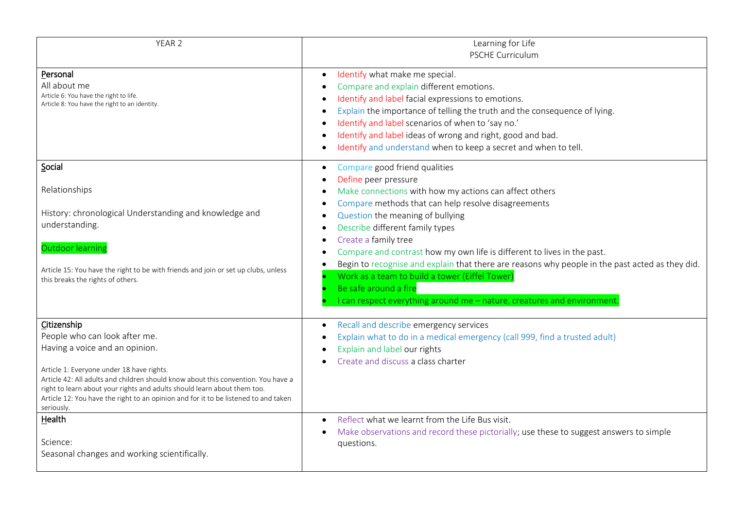| YEAR 2 | Learning for Life<br>PSCHE Curriculum |
|---|---|
| **Personal**<br>All about me<br>Article 6: You have the right to life.<br>Article 8: You have the right to an identity. | • Identify what make me special.<br>• Compare and explain different emotions.<br>• Identify and label facial expressions to emotions.<br>• Explain the importance of telling the truth and the consequence of lying.<br>• Identify and label scenarios of when to 'say no.'<br>• Identify and label ideas of wrong and right, good and bad.<br>• Identify and understand when to keep a secret and when to tell. |
| **Social**<br><br>Relationships<br><br>History: chronological Understanding and knowledge and understanding.<br><br>Outdoor learning<br><br>Article 15: You have the right to be with friends and join or set up clubs, unless this breaks the rights of others. | • Compare good friend qualities<br>• Define peer pressure<br>• Make connections with how my actions can affect others<br>• Compare methods that can help resolve disagreements<br>• Question the meaning of bullying<br>• Describe different family types<br>• Create a family tree<br>• Compare and contrast how my own life is different to lives in the past.<br>• Begin to recognise and explain that there are reasons why people in the past acted as they did.<br>• Work as a team to build a tower (Eiffel Tower)<br>• Be safe around a fire<br>• I can respect everything around me – nature, creatures and environment. |
| **Citizenship**<br>People who can look after me.<br>Having a voice and an opinion.<br><br>Article 1: Everyone under 18 have rights.<br>Article 42: All adults and children should know about this convention. You have a right to learn about your rights and adults should learn about them too.<br>Article 12: You have the right to an opinion and for it to be listened to and taken seriously. | • Recall and describe emergency services<br>• Explain what to do in a medical emergency (call 999, find a trusted adult)<br>• Explain and label our rights<br>• Create and discuss a class charter |
| **Health**<br><br>Science:<br>Seasonal changes and working scientifically. | • Reflect what we learnt from the Life Bus visit.<br>• Make observations and record these pictorially; use these to suggest answers to simple questions. |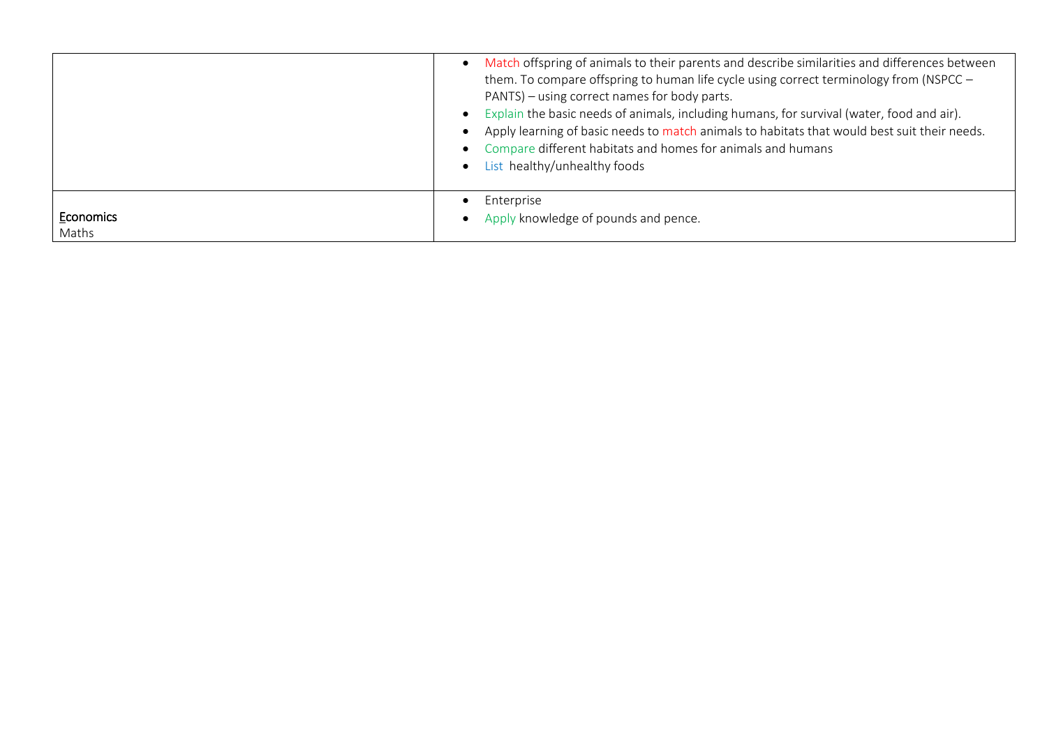| | |
|---|---|
| | • Match offspring of animals to their parents and describe similarities and differences between them. To compare offspring to human life cycle using correct terminology from (NSPCC – PANTS) – using correct names for body parts.<br>• Explain the basic needs of animals, including humans, for survival (water, food and air).<br>• Apply learning of basic needs to match animals to habitats that would best suit their needs.<br>• Compare different habitats and homes for animals and humans<br>• List healthy/unhealthy foods |
| Economics<br>Maths | • Enterprise<br>• Apply knowledge of pounds and pence. |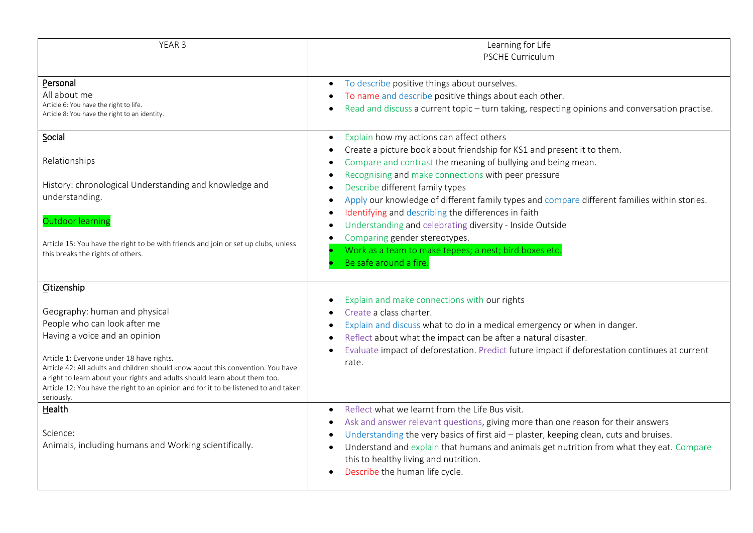| YEAR 3 | Learning for Life<br>PSCHE Curriculum |
|---|---|
| **Personal**<br>All about me<br>Article 6: You have the right to life.<br>Article 8: You have the right to an identity. | • To describe positive things about ourselves.<br>• To name and describe positive things about each other.<br>• Read and discuss a current topic – turn taking, respecting opinions and conversation practise. |
| **Social**<br><br>Relationships<br><br>History: chronological Understanding and knowledge and understanding.<br><br>Outdoor learning<br><br>Article 15: You have the right to be with friends and join or set up clubs, unless this breaks the rights of others. | • Explain how my actions can affect others<br>• Create a picture book about friendship for KS1 and present it to them.<br>• Compare and contrast the meaning of bullying and being mean.<br>• Recognising and make connections with peer pressure<br>• Describe different family types<br>• Apply our knowledge of different family types and compare different families within stories.<br>• Identifying and describing the differences in faith<br>• Understanding and celebrating diversity - Inside Outside<br>• Comparing gender stereotypes.<br>• Work as a team to make tepees; a nest; bird boxes etc.<br>• Be safe around a fire. |
| **Citizenship**<br><br>Geography: human and physical<br>People who can look after me<br>Having a voice and an opinion<br><br>Article 1: Everyone under 18 have rights.<br>Article 42: All adults and children should know about this convention. You have a right to learn about your rights and adults should learn about them too.<br>Article 12: You have the right to an opinion and for it to be listened to and taken seriously. | • Explain and make connections with our rights<br>• Create a class charter.<br>• Explain and discuss what to do in a medical emergency or when in danger.<br>• Reflect about what the impact can be after a natural disaster.<br>• Evaluate impact of deforestation. Predict future impact if deforestation continues at current rate. |
| **Health**<br><br>Science:<br>Animals, including humans and Working scientifically. | • Reflect what we learnt from the Life Bus visit.<br>• Ask and answer relevant questions, giving more than one reason for their answers<br>• Understanding the very basics of first aid – plaster, keeping clean, cuts and bruises.<br>• Understand and explain that humans and animals get nutrition from what they eat. Compare this to healthy living and nutrition.<br>• Describe the human life cycle. |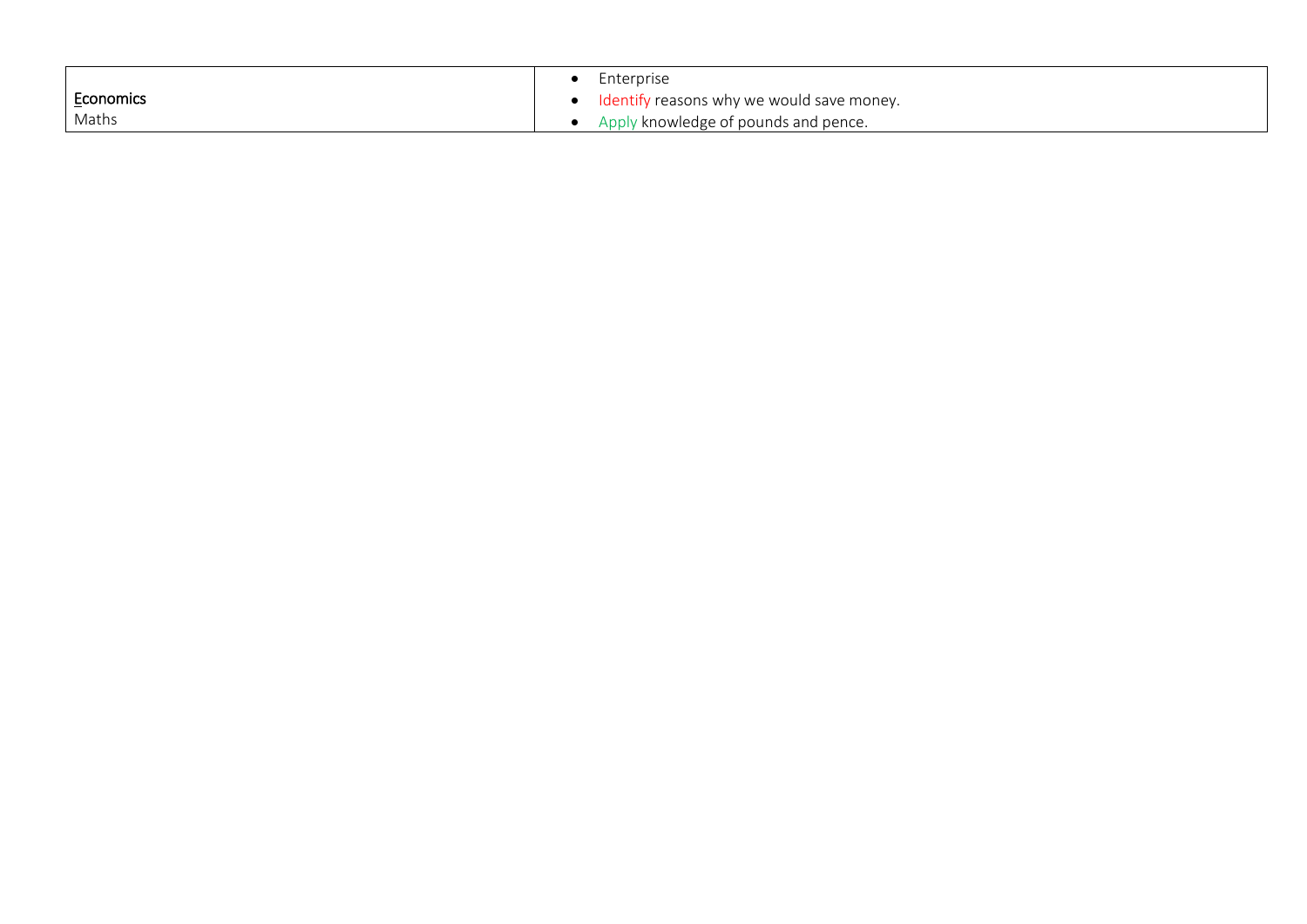| | |
|---|---|
| Economics<br>Maths | • Enterprise<br>• Identify reasons why we would save money.<br>• Apply knowledge of pounds and pence. |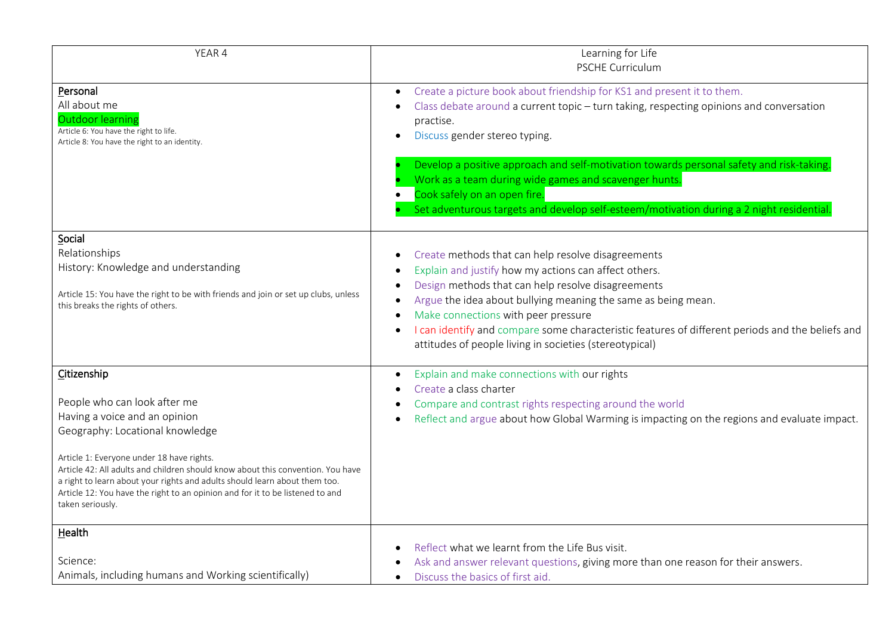| YEAR 4 | Learning for Life<br>PSCHE Curriculum |
|---|---|
| **Personal**<br>All about me<br>Outdoor learning<br>Article 6: You have the right to life.<br>Article 8: You have the right to an identity. | • Create a picture book about friendship for KS1 and present it to them.<br>• Class debate around a current topic – turn taking, respecting opinions and conversation practise.<br>• Discuss gender stereo typing.<br><br>• Develop a positive approach and self-motivation towards personal safety and risk-taking.<br>• Work as a team during wide games and scavenger hunts.<br>• Cook safely on an open fire.<br>• Set adventurous targets and develop self-esteem/motivation during a 2 night residential. |
| **Social**<br>Relationships<br>History: Knowledge and understanding<br><br>Article 15: You have the right to be with friends and join or set up clubs, unless this breaks the rights of others. | • Create methods that can help resolve disagreements<br>• Explain and justify how my actions can affect others.<br>• Design methods that can help resolve disagreements<br>• Argue the idea about bullying meaning the same as being mean.<br>• Make connections with peer pressure<br>• I can identify and compare some characteristic features of different periods and the beliefs and attitudes of people living in societies (stereotypical) |
| **Citizenship**<br><br>People who can look after me<br>Having a voice and an opinion<br>Geography: Locational knowledge<br><br>Article 1: Everyone under 18 have rights.<br>Article 42: All adults and children should know about this convention. You have a right to learn about your rights and adults should learn about them too.<br>Article 12: You have the right to an opinion and for it to be listened to and taken seriously. | • Explain and make connections with our rights<br>• Create a class charter<br>• Compare and contrast rights respecting around the world<br>• Reflect and argue about how Global Warming is impacting on the regions and evaluate impact. |
| **Health**<br><br>Science:<br>Animals, including humans and Working scientifically) | • Reflect what we learnt from the Life Bus visit.<br>• Ask and answer relevant questions, giving more than one reason for their answers.<br>• Discuss the basics of first aid. |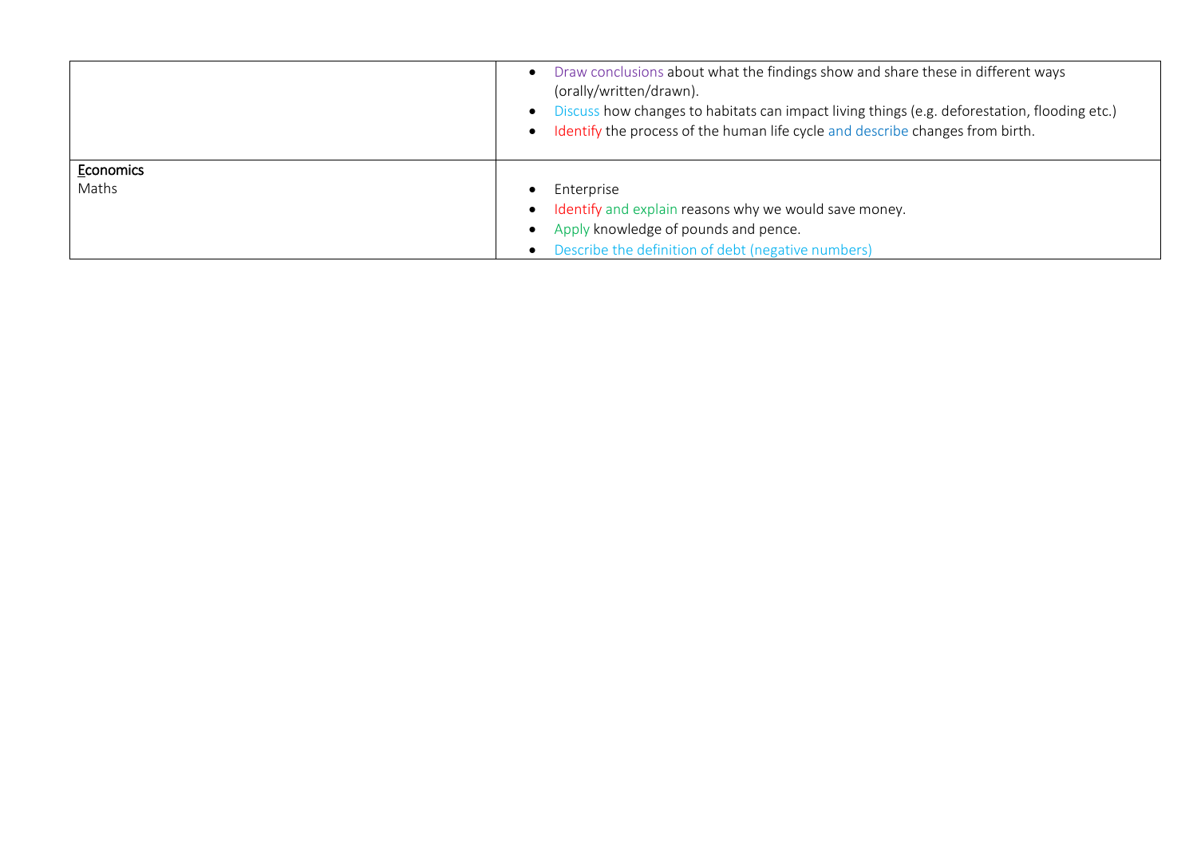| | |
|---|---|
| | • Draw conclusions about what the findings show and share these in different ways (orally/written/drawn).<br>• Discuss how changes to habitats can impact living things (e.g. deforestation, flooding etc.)<br>• Identify the process of the human life cycle and describe changes from birth. |
| Economics<br>Maths | • Enterprise<br>• Identify and explain reasons why we would save money.<br>• Apply knowledge of pounds and pence.<br>• Describe the definition of debt (negative numbers) |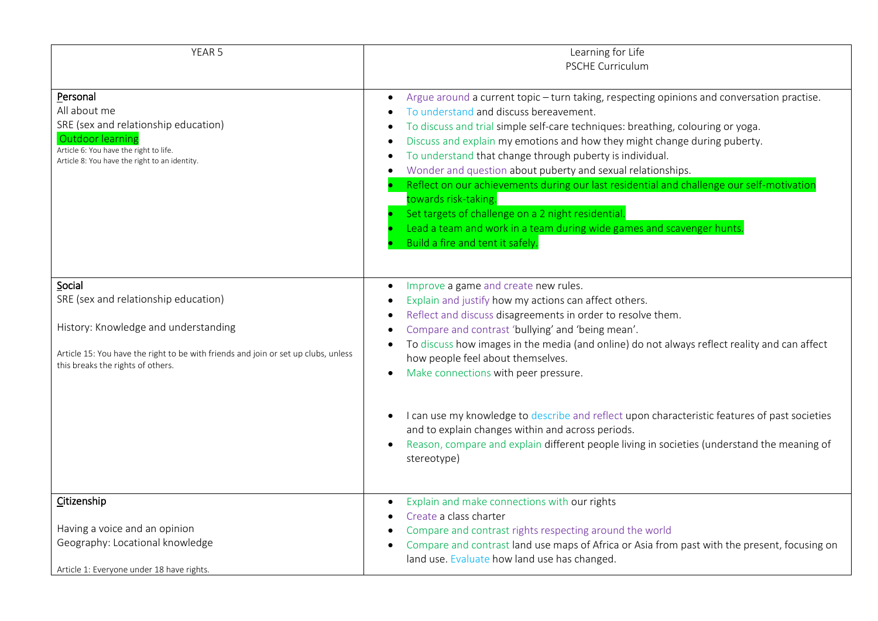| YEAR 5 | Learning for Life<br>PSCHE Curriculum |
|---|---|
| **Personal**<br>All about me<br>SRE (sex and relationship education)<br>Outdoor learning<br>Article 6: You have the right to life.<br>Article 8: You have the right to an identity. | • Argue around a current topic – turn taking, respecting opinions and conversation practise.<br>• To understand and discuss bereavement.<br>• To discuss and trial simple self-care techniques: breathing, colouring or yoga.<br>• Discuss and explain my emotions and how they might change during puberty.<br>• To understand that change through puberty is individual.<br>• Wonder and question about puberty and sexual relationships.<br>• Reflect on our achievements during our last residential and challenge our self-motivation towards risk-taking.<br>• Set targets of challenge on a 2 night residential.<br>• Lead a team and work in a team during wide games and scavenger hunts.<br>• Build a fire and tent it safely. |
| **Social**<br>SRE (sex and relationship education)<br><br>History: Knowledge and understanding<br><br>Article 15: You have the right to be with friends and join or set up clubs, unless this breaks the rights of others. | • Improve a game and create new rules.<br>• Explain and justify how my actions can affect others.<br>• Reflect and discuss disagreements in order to resolve them.<br>• Compare and contrast 'bullying' and 'being mean'.<br>• To discuss how images in the media (and online) do not always reflect reality and can affect how people feel about themselves.<br>• Make connections with peer pressure.<br><br>• I can use my knowledge to describe and reflect upon characteristic features of past societies and to explain changes within and across periods.<br>• Reason, compare and explain different people living in societies (understand the meaning of stereotype) |
| **Citizenship**<br><br>Having a voice and an opinion<br>Geography: Locational knowledge<br><br>Article 1: Everyone under 18 have rights. | • Explain and make connections with our rights<br>• Create a class charter<br>• Compare and contrast rights respecting around the world<br>• Compare and contrast land use maps of Africa or Asia from past with the present, focusing on land use. Evaluate how land use has changed. |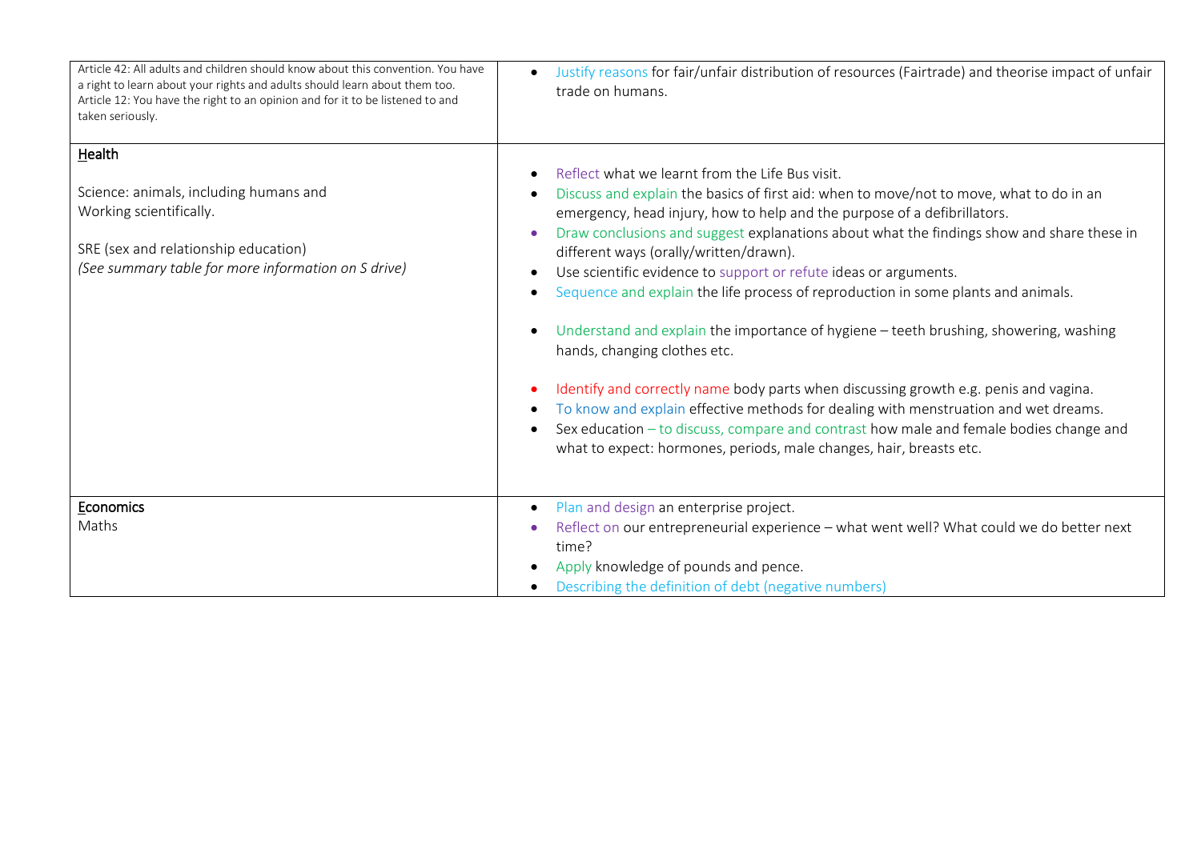| | |
|---|---|
| Article 42: All adults and children should know about this convention. You have a right to learn about your rights and adults should learn about them too.<br>Article 12: You have the right to an opinion and for it to be listened to and taken seriously. | • Justify reasons for fair/unfair distribution of resources (Fairtrade) and theorise impact of unfair trade on humans. |
| **Health**<br><br>Science: animals, including humans and Working scientifically.<br><br>SRE (sex and relationship education)<br>*(See summary table for more information on S drive)* | • Reflect what we learnt from the Life Bus visit.<br>• Discuss and explain the basics of first aid: when to move/not to move, what to do in an emergency, head injury, how to help and the purpose of a defibrillators.<br>• Draw conclusions and suggest explanations about what the findings show and share these in different ways (orally/written/drawn).<br>• Use scientific evidence to support or refute ideas or arguments.<br>• Sequence and explain the life process of reproduction in some plants and animals.<br><br>• Understand and explain the importance of hygiene – teeth brushing, showering, washing hands, changing clothes etc.<br><br>• Identify and correctly name body parts when discussing growth e.g. penis and vagina.<br>• To know and explain effective methods for dealing with menstruation and wet dreams.<br>• Sex education – to discuss, compare and contrast how male and female bodies change and what to expect: hormones, periods, male changes, hair, breasts etc. |
| **Economics**<br>Maths | • Plan and design an enterprise project.<br>• Reflect on our entrepreneurial experience – what went well? What could we do better next time?<br>• Apply knowledge of pounds and pence.<br>• Describing the definition of debt (negative numbers) |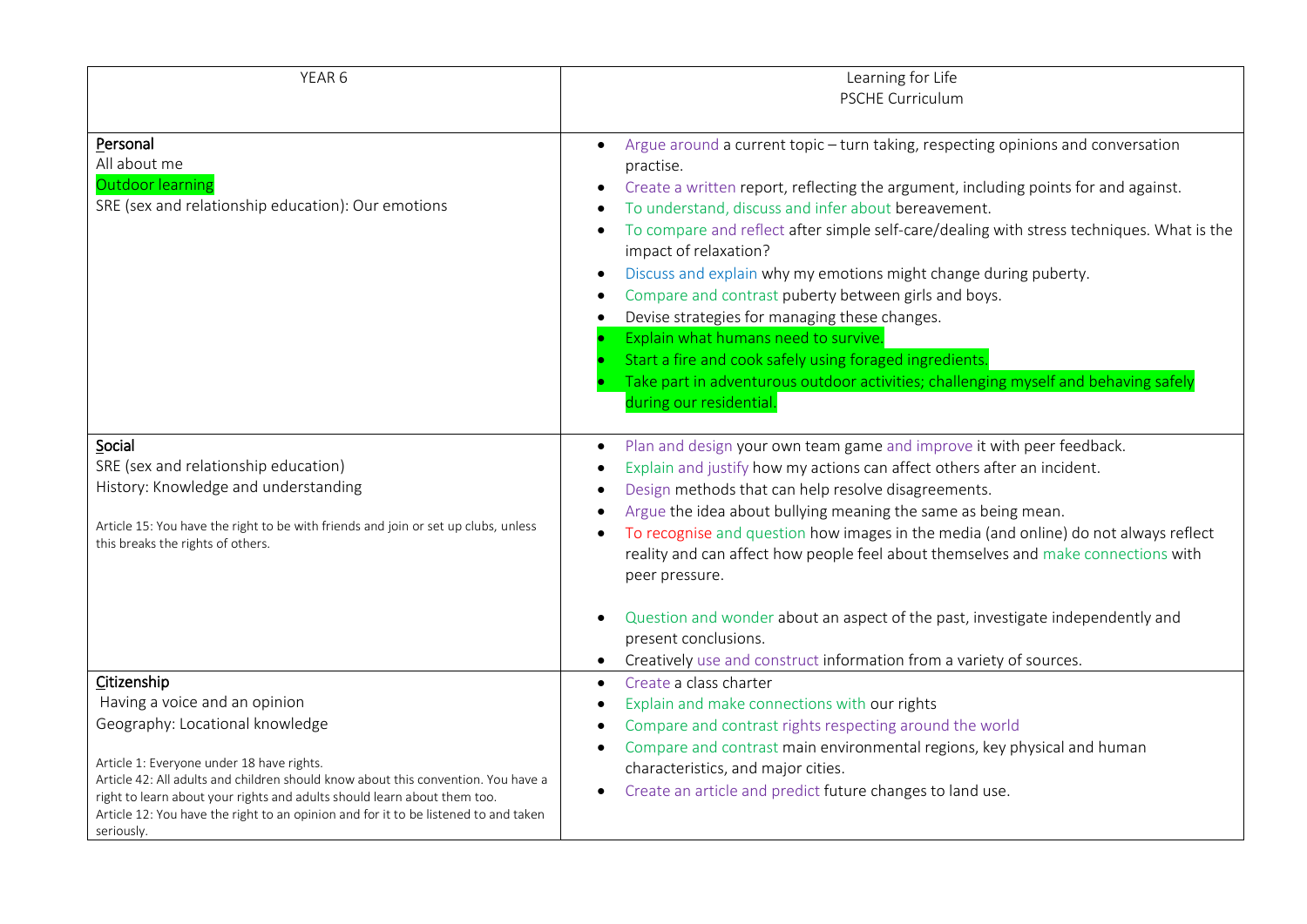| YEAR 6 | Learning for Life<br>PSCHE Curriculum |
|---|---|
| **Personal**<br>All about me<br>Outdoor learning<br>SRE (sex and relationship education): Our emotions | • Argue around a current topic – turn taking, respecting opinions and conversation practise.<br>• Create a written report, reflecting the argument, including points for and against.<br>• To understand, discuss and infer about bereavement.<br>• To compare and reflect after simple self-care/dealing with stress techniques. What is the impact of relaxation?<br>• Discuss and explain why my emotions might change during puberty.<br>• Compare and contrast puberty between girls and boys.<br>• Devise strategies for managing these changes.<br>• Explain what humans need to survive.<br>• Start a fire and cook safely using foraged ingredients.<br>• Take part in adventurous outdoor activities; challenging myself and behaving safely during our residential. |
| **Social**<br>SRE (sex and relationship education)<br>History: Knowledge and understanding<br><br>Article 15: You have the right to be with friends and join or set up clubs, unless this breaks the rights of others. | • Plan and design your own team game and improve it with peer feedback.<br>• Explain and justify how my actions can affect others after an incident.<br>• Design methods that can help resolve disagreements.<br>• Argue the idea about bullying meaning the same as being mean.<br>• To recognise and question how images in the media (and online) do not always reflect reality and can affect how people feel about themselves and make connections with peer pressure.<br><br>• Question and wonder about an aspect of the past, investigate independently and present conclusions.<br>• Creatively use and construct information from a variety of sources. |
| **Citizenship**<br>Having a voice and an opinion<br>Geography: Locational knowledge<br><br>Article 1: Everyone under 18 have rights.<br>Article 42: All adults and children should know about this convention. You have a right to learn about your rights and adults should learn about them too.<br>Article 12: You have the right to an opinion and for it to be listened to and taken seriously. | • Create a class charter<br>• Explain and make connections with our rights<br>• Compare and contrast rights respecting around the world<br>• Compare and contrast main environmental regions, key physical and human characteristics, and major cities.<br>• Create an article and predict future changes to land use. |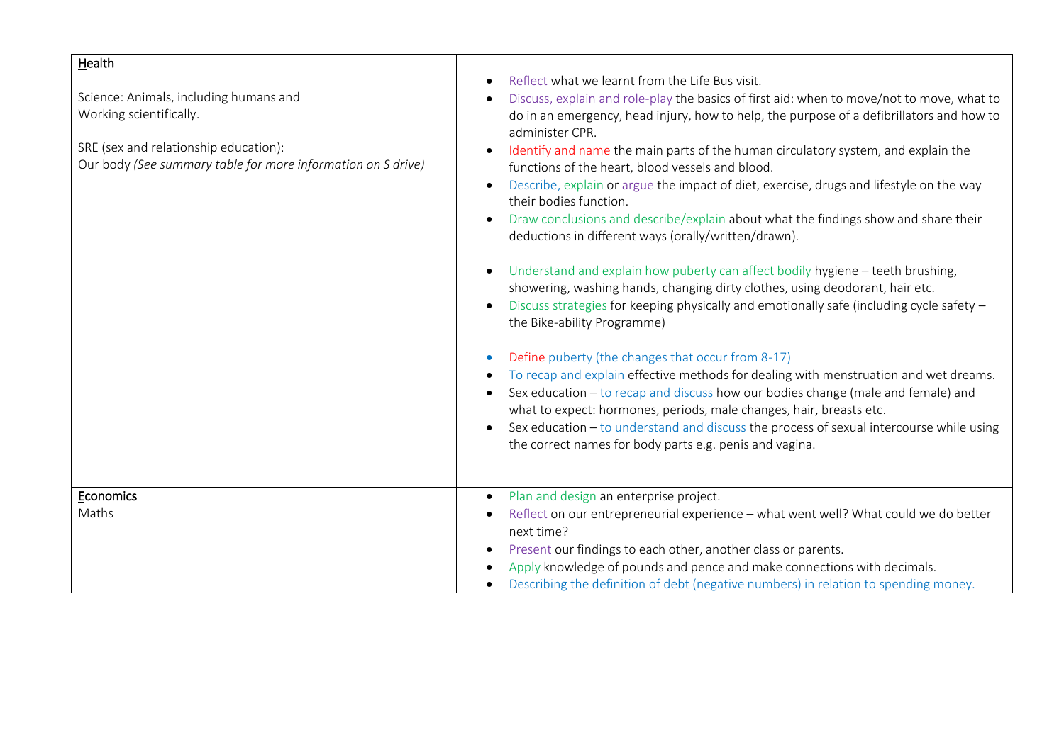| | |
|---|---|
| **Health**<br><br>Science: Animals, including humans and Working scientifically.<br><br>SRE (sex and relationship education):<br>Our body *(See summary table for more information on S drive)* | • Reflect what we learnt from the Life Bus visit.<br>• Discuss, explain and role-play the basics of first aid: when to move/not to move, what to do in an emergency, head injury, how to help, the purpose of a defibrillators and how to administer CPR.<br>• Identify and name the main parts of the human circulatory system, and explain the functions of the heart, blood vessels and blood.<br>• Describe, explain or argue the impact of diet, exercise, drugs and lifestyle on the way their bodies function.<br>• Draw conclusions and describe/explain about what the findings show and share their deductions in different ways (orally/written/drawn).<br><br>• Understand and explain how puberty can affect bodily hygiene – teeth brushing, showering, washing hands, changing dirty clothes, using deodorant, hair etc.<br>• Discuss strategies for keeping physically and emotionally safe (including cycle safety – the Bike-ability Programme)<br><br>• Define puberty (the changes that occur from 8-17)<br>• To recap and explain effective methods for dealing with menstruation and wet dreams.<br>• Sex education – to recap and discuss how our bodies change (male and female) and what to expect: hormones, periods, male changes, hair, breasts etc.<br>• Sex education – to understand and discuss the process of sexual intercourse while using the correct names for body parts e.g. penis and vagina. |
| **Economics**<br>Maths | • Plan and design an enterprise project.<br>• Reflect on our entrepreneurial experience – what went well? What could we do better next time?<br>• Present our findings to each other, another class or parents.<br>• Apply knowledge of pounds and pence and make connections with decimals.<br>• Describing the definition of debt (negative numbers) in relation to spending money. |